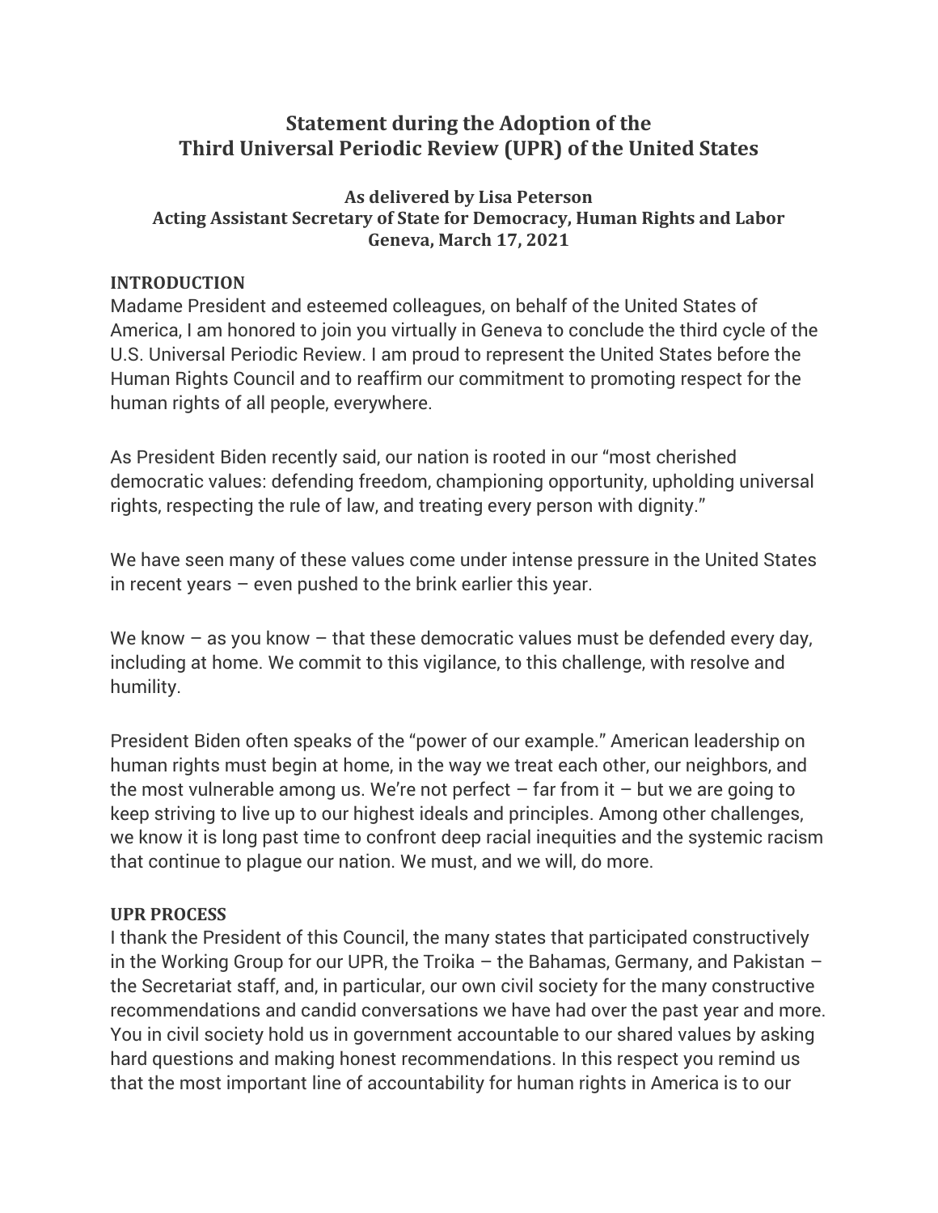# Statement during the Adoption of the Third Universal Periodic Review (UPR) of the United States

**As delivered by Lisa Peterson**
**Acting Assistant Secretary of State for Democracy, Human Rights and Labor**
**Geneva, March 17, 2021**

## INTRODUCTION

Madame President and esteemed colleagues, on behalf of the United States of America, I am honored to join you virtually in Geneva to conclude the third cycle of the U.S. Universal Periodic Review. I am proud to represent the United States before the Human Rights Council and to reaffirm our commitment to promoting respect for the human rights of all people, everywhere.

As President Biden recently said, our nation is rooted in our "most cherished democratic values: defending freedom, championing opportunity, upholding universal rights, respecting the rule of law, and treating every person with dignity."

We have seen many of these values come under intense pressure in the United States in recent years – even pushed to the brink earlier this year.

We know – as you know – that these democratic values must be defended every day, including at home. We commit to this vigilance, to this challenge, with resolve and humility.

President Biden often speaks of the "power of our example." American leadership on human rights must begin at home, in the way we treat each other, our neighbors, and the most vulnerable among us. We're not perfect – far from it – but we are going to keep striving to live up to our highest ideals and principles. Among other challenges, we know it is long past time to confront deep racial inequities and the systemic racism that continue to plague our nation. We must, and we will, do more.

## UPR PROCESS

I thank the President of this Council, the many states that participated constructively in the Working Group for our UPR, the Troika – the Bahamas, Germany, and Pakistan – the Secretariat staff, and, in particular, our own civil society for the many constructive recommendations and candid conversations we have had over the past year and more. You in civil society hold us in government accountable to our shared values by asking hard questions and making honest recommendations. In this respect you remind us that the most important line of accountability for human rights in America is to our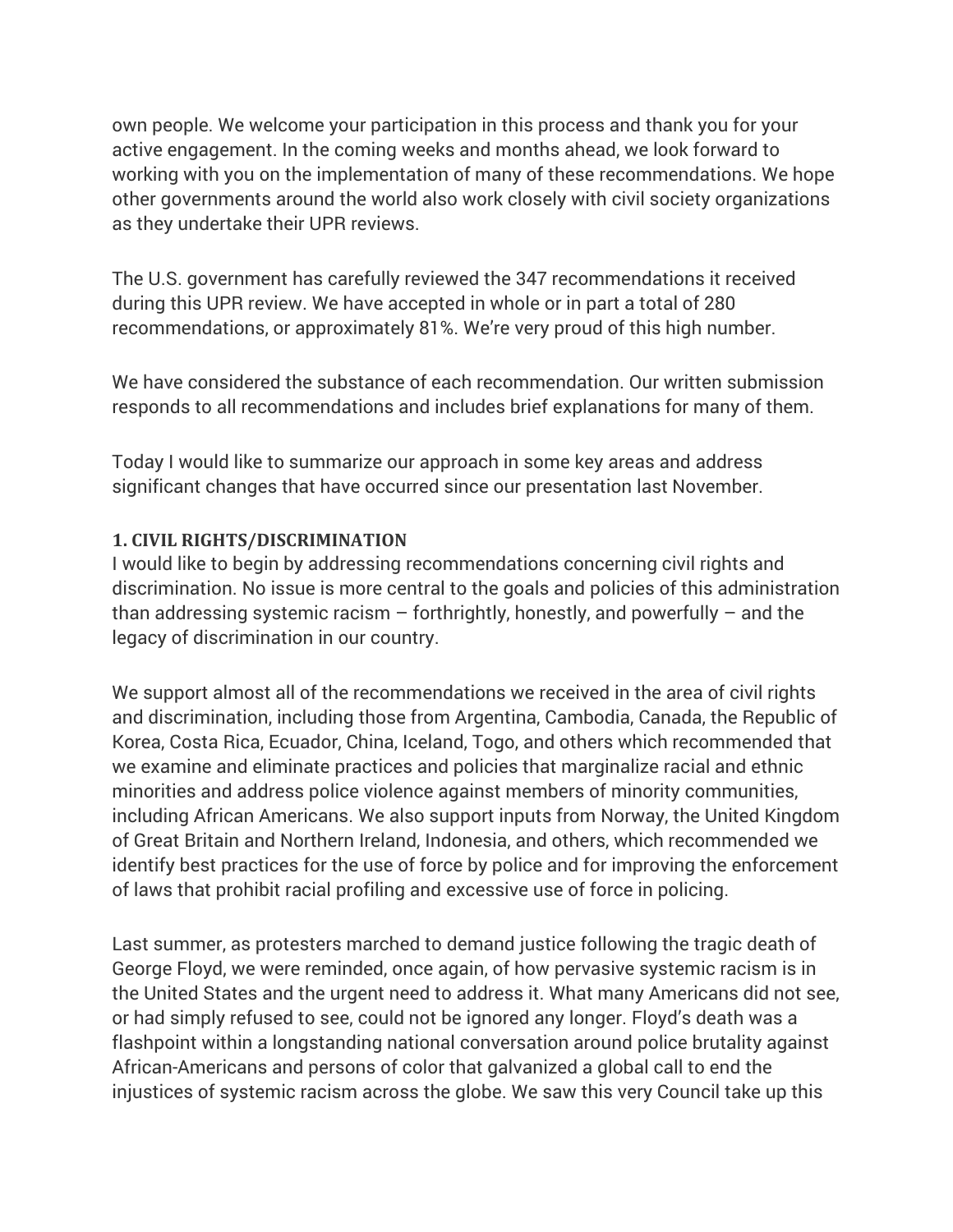own people. We welcome your participation in this process and thank you for your active engagement. In the coming weeks and months ahead, we look forward to working with you on the implementation of many of these recommendations. We hope other governments around the world also work closely with civil society organizations as they undertake their UPR reviews.

The U.S. government has carefully reviewed the 347 recommendations it received during this UPR review. We have accepted in whole or in part a total of 280 recommendations, or approximately 81%. We're very proud of this high number.

We have considered the substance of each recommendation. Our written submission responds to all recommendations and includes brief explanations for many of them.

Today I would like to summarize our approach in some key areas and address significant changes that have occurred since our presentation last November.

### 1. CIVIL RIGHTS/DISCRIMINATION

I would like to begin by addressing recommendations concerning civil rights and discrimination. No issue is more central to the goals and policies of this administration than addressing systemic racism – forthrightly, honestly, and powerfully – and the legacy of discrimination in our country.

We support almost all of the recommendations we received in the area of civil rights and discrimination, including those from Argentina, Cambodia, Canada, the Republic of Korea, Costa Rica, Ecuador, China, Iceland, Togo, and others which recommended that we examine and eliminate practices and policies that marginalize racial and ethnic minorities and address police violence against members of minority communities, including African Americans. We also support inputs from Norway, the United Kingdom of Great Britain and Northern Ireland, Indonesia, and others, which recommended we identify best practices for the use of force by police and for improving the enforcement of laws that prohibit racial profiling and excessive use of force in policing.

Last summer, as protesters marched to demand justice following the tragic death of George Floyd, we were reminded, once again, of how pervasive systemic racism is in the United States and the urgent need to address it. What many Americans did not see, or had simply refused to see, could not be ignored any longer. Floyd's death was a flashpoint within a longstanding national conversation around police brutality against African-Americans and persons of color that galvanized a global call to end the injustices of systemic racism across the globe. We saw this very Council take up this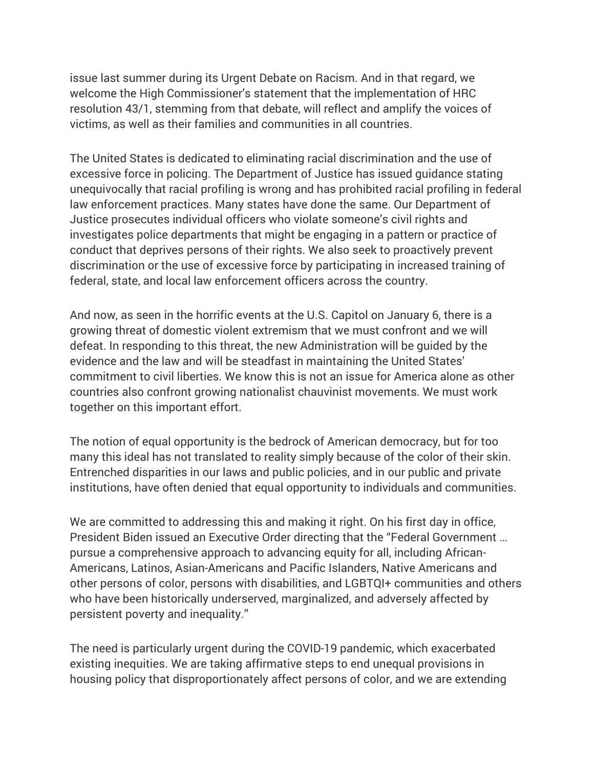issue last summer during its Urgent Debate on Racism. And in that regard, we welcome the High Commissioner's statement that the implementation of HRC resolution 43/1, stemming from that debate, will reflect and amplify the voices of victims, as well as their families and communities in all countries.

The United States is dedicated to eliminating racial discrimination and the use of excessive force in policing. The Department of Justice has issued guidance stating unequivocally that racial profiling is wrong and has prohibited racial profiling in federal law enforcement practices. Many states have done the same. Our Department of Justice prosecutes individual officers who violate someone's civil rights and investigates police departments that might be engaging in a pattern or practice of conduct that deprives persons of their rights. We also seek to proactively prevent discrimination or the use of excessive force by participating in increased training of federal, state, and local law enforcement officers across the country.

And now, as seen in the horrific events at the U.S. Capitol on January 6, there is a growing threat of domestic violent extremism that we must confront and we will defeat. In responding to this threat, the new Administration will be guided by the evidence and the law and will be steadfast in maintaining the United States' commitment to civil liberties. We know this is not an issue for America alone as other countries also confront growing nationalist chauvinist movements. We must work together on this important effort.

The notion of equal opportunity is the bedrock of American democracy, but for too many this ideal has not translated to reality simply because of the color of their skin. Entrenched disparities in our laws and public policies, and in our public and private institutions, have often denied that equal opportunity to individuals and communities.

We are committed to addressing this and making it right. On his first day in office, President Biden issued an Executive Order directing that the "Federal Government … pursue a comprehensive approach to advancing equity for all, including African-Americans, Latinos, Asian-Americans and Pacific Islanders, Native Americans and other persons of color, persons with disabilities, and LGBTQI+ communities and others who have been historically underserved, marginalized, and adversely affected by persistent poverty and inequality."

The need is particularly urgent during the COVID-19 pandemic, which exacerbated existing inequities. We are taking affirmative steps to end unequal provisions in housing policy that disproportionately affect persons of color, and we are extending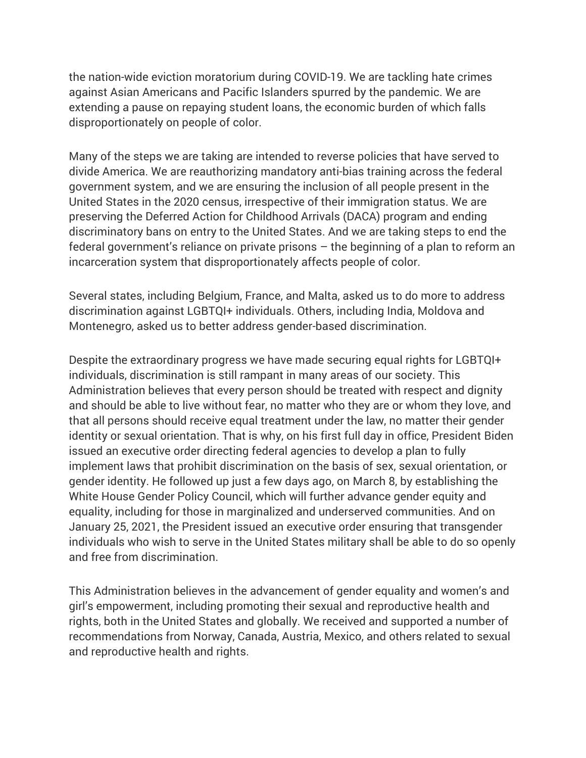the nation-wide eviction moratorium during COVID-19. We are tackling hate crimes against Asian Americans and Pacific Islanders spurred by the pandemic. We are extending a pause on repaying student loans, the economic burden of which falls disproportionately on people of color.

Many of the steps we are taking are intended to reverse policies that have served to divide America. We are reauthorizing mandatory anti-bias training across the federal government system, and we are ensuring the inclusion of all people present in the United States in the 2020 census, irrespective of their immigration status. We are preserving the Deferred Action for Childhood Arrivals (DACA) program and ending discriminatory bans on entry to the United States. And we are taking steps to end the federal government's reliance on private prisons – the beginning of a plan to reform an incarceration system that disproportionately affects people of color.

Several states, including Belgium, France, and Malta, asked us to do more to address discrimination against LGBTQI+ individuals. Others, including India, Moldova and Montenegro, asked us to better address gender-based discrimination.

Despite the extraordinary progress we have made securing equal rights for LGBTQI+ individuals, discrimination is still rampant in many areas of our society. This Administration believes that every person should be treated with respect and dignity and should be able to live without fear, no matter who they are or whom they love, and that all persons should receive equal treatment under the law, no matter their gender identity or sexual orientation. That is why, on his first full day in office, President Biden issued an executive order directing federal agencies to develop a plan to fully implement laws that prohibit discrimination on the basis of sex, sexual orientation, or gender identity. He followed up just a few days ago, on March 8, by establishing the White House Gender Policy Council, which will further advance gender equity and equality, including for those in marginalized and underserved communities. And on January 25, 2021, the President issued an executive order ensuring that transgender individuals who wish to serve in the United States military shall be able to do so openly and free from discrimination.

This Administration believes in the advancement of gender equality and women's and girl's empowerment, including promoting their sexual and reproductive health and rights, both in the United States and globally. We received and supported a number of recommendations from Norway, Canada, Austria, Mexico, and others related to sexual and reproductive health and rights.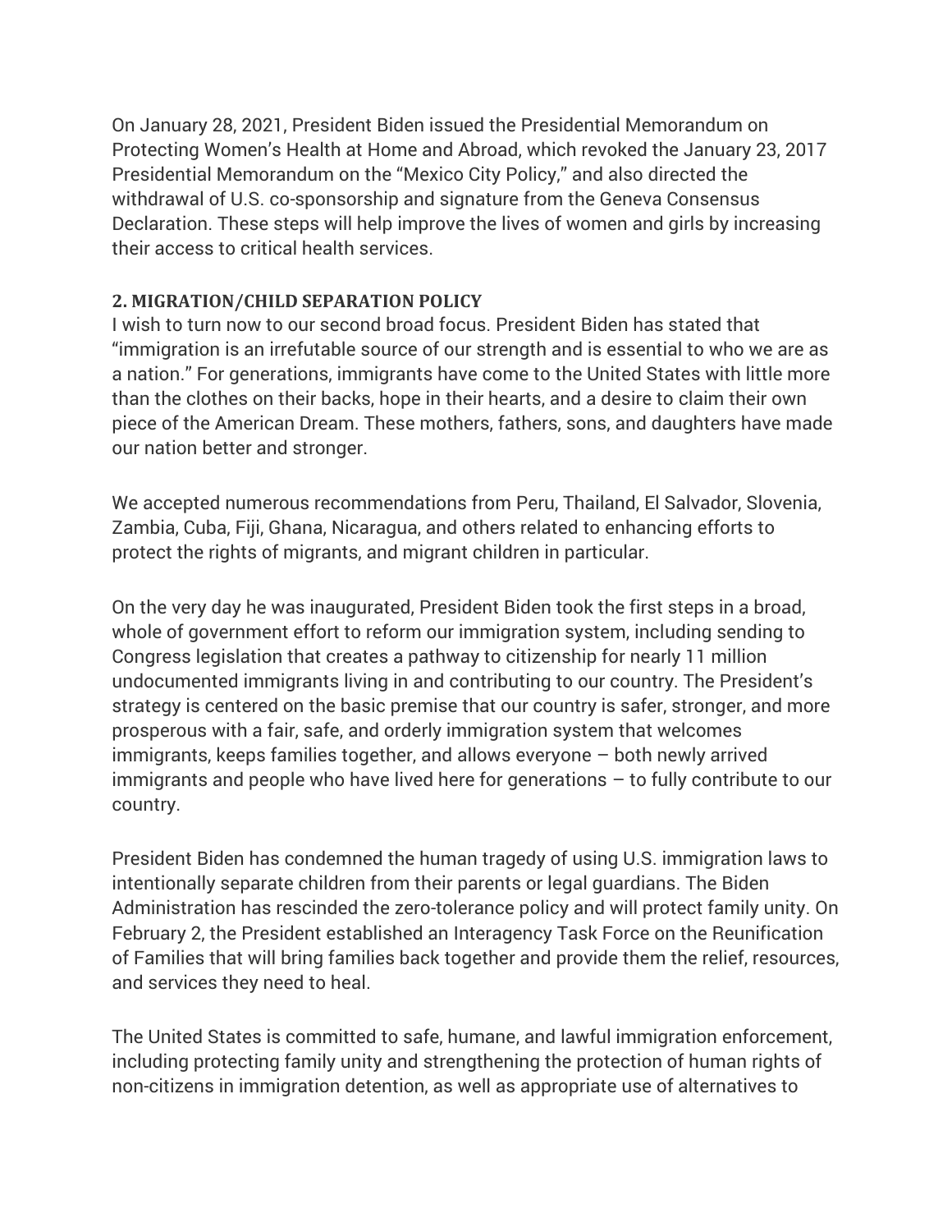On January 28, 2021, President Biden issued the Presidential Memorandum on Protecting Women's Health at Home and Abroad, which revoked the January 23, 2017 Presidential Memorandum on the "Mexico City Policy," and also directed the withdrawal of U.S. co-sponsorship and signature from the Geneva Consensus Declaration. These steps will help improve the lives of women and girls by increasing their access to critical health services.

**2. MIGRATION/CHILD SEPARATION POLICY**

I wish to turn now to our second broad focus. President Biden has stated that "immigration is an irrefutable source of our strength and is essential to who we are as a nation." For generations, immigrants have come to the United States with little more than the clothes on their backs, hope in their hearts, and a desire to claim their own piece of the American Dream. These mothers, fathers, sons, and daughters have made our nation better and stronger.

We accepted numerous recommendations from Peru, Thailand, El Salvador, Slovenia, Zambia, Cuba, Fiji, Ghana, Nicaragua, and others related to enhancing efforts to protect the rights of migrants, and migrant children in particular.

On the very day he was inaugurated, President Biden took the first steps in a broad, whole of government effort to reform our immigration system, including sending to Congress legislation that creates a pathway to citizenship for nearly 11 million undocumented immigrants living in and contributing to our country. The President's strategy is centered on the basic premise that our country is safer, stronger, and more prosperous with a fair, safe, and orderly immigration system that welcomes immigrants, keeps families together, and allows everyone – both newly arrived immigrants and people who have lived here for generations – to fully contribute to our country.

President Biden has condemned the human tragedy of using U.S. immigration laws to intentionally separate children from their parents or legal guardians. The Biden Administration has rescinded the zero-tolerance policy and will protect family unity. On February 2, the President established an Interagency Task Force on the Reunification of Families that will bring families back together and provide them the relief, resources, and services they need to heal.

The United States is committed to safe, humane, and lawful immigration enforcement, including protecting family unity and strengthening the protection of human rights of non-citizens in immigration detention, as well as appropriate use of alternatives to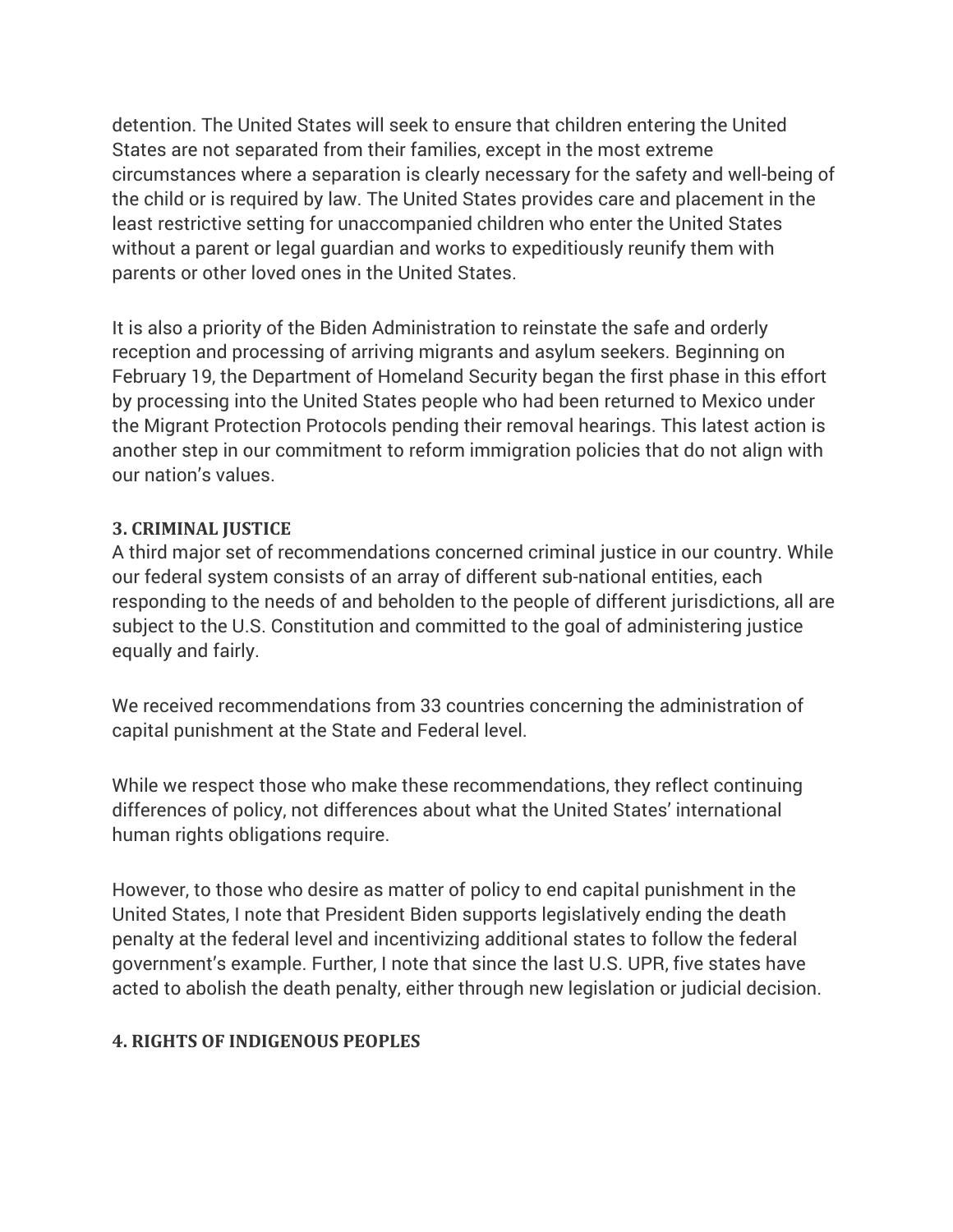detention. The United States will seek to ensure that children entering the United States are not separated from their families, except in the most extreme circumstances where a separation is clearly necessary for the safety and well-being of the child or is required by law. The United States provides care and placement in the least restrictive setting for unaccompanied children who enter the United States without a parent or legal guardian and works to expeditiously reunify them with parents or other loved ones in the United States.

It is also a priority of the Biden Administration to reinstate the safe and orderly reception and processing of arriving migrants and asylum seekers. Beginning on February 19, the Department of Homeland Security began the first phase in this effort by processing into the United States people who had been returned to Mexico under the Migrant Protection Protocols pending their removal hearings. This latest action is another step in our commitment to reform immigration policies that do not align with our nation's values.

### 3. CRIMINAL JUSTICE

A third major set of recommendations concerned criminal justice in our country. While our federal system consists of an array of different sub-national entities, each responding to the needs of and beholden to the people of different jurisdictions, all are subject to the U.S. Constitution and committed to the goal of administering justice equally and fairly.

We received recommendations from 33 countries concerning the administration of capital punishment at the State and Federal level.

While we respect those who make these recommendations, they reflect continuing differences of policy, not differences about what the United States' international human rights obligations require.

However, to those who desire as matter of policy to end capital punishment in the United States, I note that President Biden supports legislatively ending the death penalty at the federal level and incentivizing additional states to follow the federal government's example. Further, I note that since the last U.S. UPR, five states have acted to abolish the death penalty, either through new legislation or judicial decision.

### 4. RIGHTS OF INDIGENOUS PEOPLES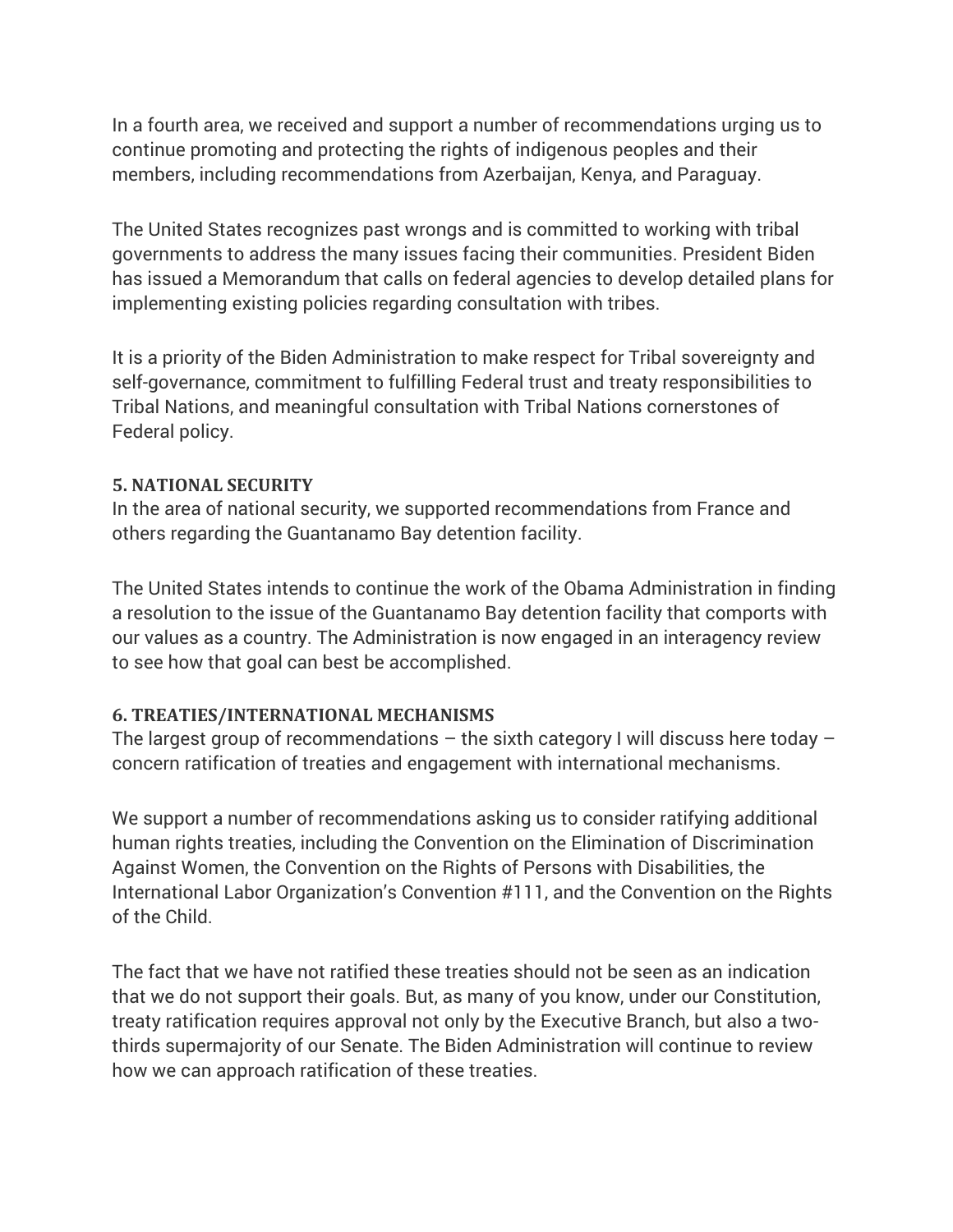In a fourth area, we received and support a number of recommendations urging us to continue promoting and protecting the rights of indigenous peoples and their members, including recommendations from Azerbaijan, Kenya, and Paraguay.

The United States recognizes past wrongs and is committed to working with tribal governments to address the many issues facing their communities. President Biden has issued a Memorandum that calls on federal agencies to develop detailed plans for implementing existing policies regarding consultation with tribes.

It is a priority of the Biden Administration to make respect for Tribal sovereignty and self-governance, commitment to fulfilling Federal trust and treaty responsibilities to Tribal Nations, and meaningful consultation with Tribal Nations cornerstones of Federal policy.

### 5. NATIONAL SECURITY

In the area of national security, we supported recommendations from France and others regarding the Guantanamo Bay detention facility.

The United States intends to continue the work of the Obama Administration in finding a resolution to the issue of the Guantanamo Bay detention facility that comports with our values as a country. The Administration is now engaged in an interagency review to see how that goal can best be accomplished.

### 6. TREATIES/INTERNATIONAL MECHANISMS

The largest group of recommendations – the sixth category I will discuss here today – concern ratification of treaties and engagement with international mechanisms.

We support a number of recommendations asking us to consider ratifying additional human rights treaties, including the Convention on the Elimination of Discrimination Against Women, the Convention on the Rights of Persons with Disabilities, the International Labor Organization's Convention #111, and the Convention on the Rights of the Child.

The fact that we have not ratified these treaties should not be seen as an indication that we do not support their goals. But, as many of you know, under our Constitution, treaty ratification requires approval not only by the Executive Branch, but also a two-thirds supermajority of our Senate. The Biden Administration will continue to review how we can approach ratification of these treaties.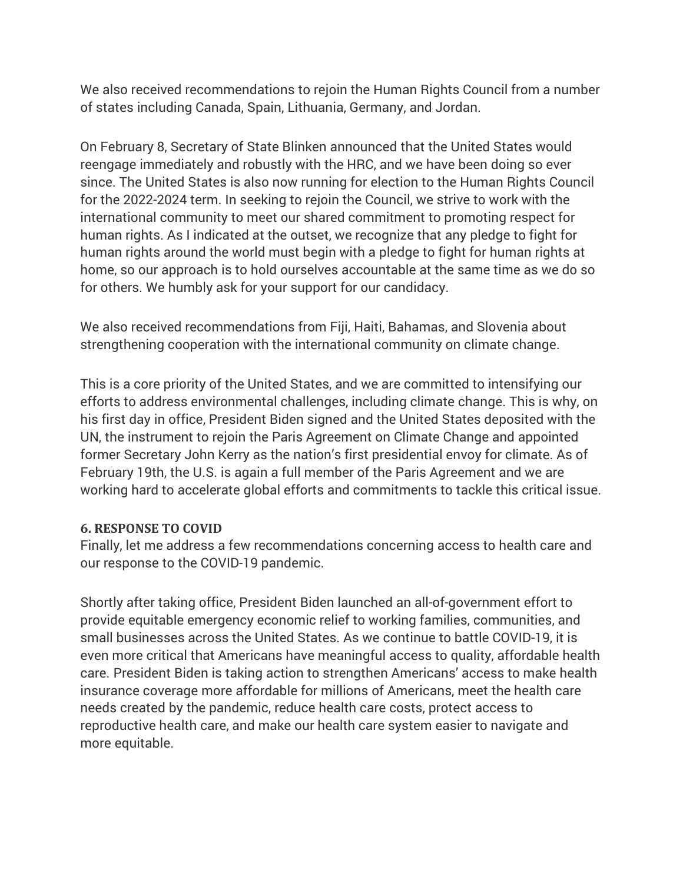We also received recommendations to rejoin the Human Rights Council from a number of states including Canada, Spain, Lithuania, Germany, and Jordan.

On February 8, Secretary of State Blinken announced that the United States would reengage immediately and robustly with the HRC, and we have been doing so ever since. The United States is also now running for election to the Human Rights Council for the 2022-2024 term. In seeking to rejoin the Council, we strive to work with the international community to meet our shared commitment to promoting respect for human rights. As I indicated at the outset, we recognize that any pledge to fight for human rights around the world must begin with a pledge to fight for human rights at home, so our approach is to hold ourselves accountable at the same time as we do so for others. We humbly ask for your support for our candidacy.

We also received recommendations from Fiji, Haiti, Bahamas, and Slovenia about strengthening cooperation with the international community on climate change.

This is a core priority of the United States, and we are committed to intensifying our efforts to address environmental challenges, including climate change. This is why, on his first day in office, President Biden signed and the United States deposited with the UN, the instrument to rejoin the Paris Agreement on Climate Change and appointed former Secretary John Kerry as the nation's first presidential envoy for climate. As of February 19th, the U.S. is again a full member of the Paris Agreement and we are working hard to accelerate global efforts and commitments to tackle this critical issue.

## 6. RESPONSE TO COVID

Finally, let me address a few recommendations concerning access to health care and our response to the COVID-19 pandemic.

Shortly after taking office, President Biden launched an all-of-government effort to provide equitable emergency economic relief to working families, communities, and small businesses across the United States. As we continue to battle COVID-19, it is even more critical that Americans have meaningful access to quality, affordable health care. President Biden is taking action to strengthen Americans' access to make health insurance coverage more affordable for millions of Americans, meet the health care needs created by the pandemic, reduce health care costs, protect access to reproductive health care, and make our health care system easier to navigate and more equitable.